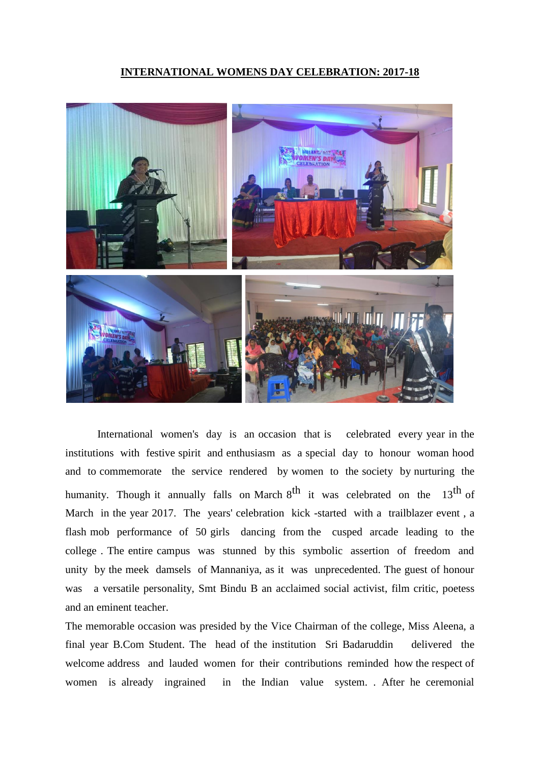**INTERNATIONAL WOMENS DAY CELEBRATION: 2017-18**

International women's day is an occasion that is celebrated every year in the institutions with festive spirit and enthusiasm as a special day to honour woman hood and to commemorate the service rendered by women to the society by nurturing the humanity. Though it annually falls on March 8th it was celebrated on the 13th of March in the year 2017. The years' celebration kick -started with a trailblazer event , a flash mob performance of 50 girls dancing from the cusped arcade leading to the college . The entire campus was stunned by this symbolic assertion of freedom and unity by the meek damsels of Mannaniya, as it was unprecedented. The guest of honour was a versatile personality, Smt Bindu B an acclaimed social activist, film critic, poetess and an eminent teacher.

The memorable occasion was presided by the Vice Chairman of the college, Miss Aleena, a final year B.Com Student. The head of the institution Sri Badaruddin delivered the welcome address and lauded women for their contributions reminded how the respect of women is already ingrained in the Indian value system. . After he ceremonial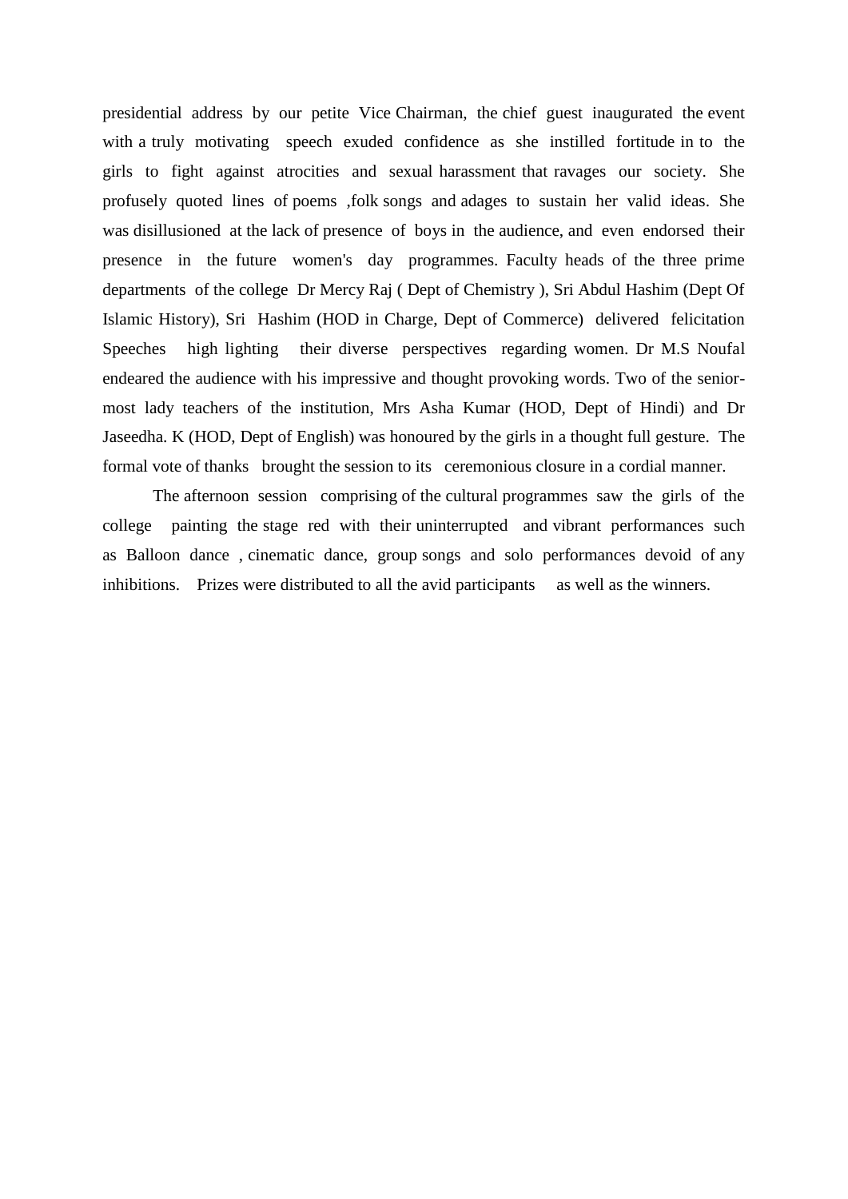presidential address by our petite Vice Chairman, the chief guest inaugurated the event with a truly motivating speech exuded confidence as she instilled fortitude in to the girls to fight against atrocities and sexual harassment that ravages our society. She profusely quoted lines of poems ,folk songs and adages to sustain her valid ideas. She was disillusioned at the lack of presence of boys in the audience, and even endorsed their presence in the future women's day programmes. Faculty heads of the three prime departments of the college Dr Mercy Raj ( Dept of Chemistry ), Sri Abdul Hashim (Dept Of Islamic History), Sri Hashim (HOD in Charge, Dept of Commerce) delivered felicitation Speeches high lighting their diverse perspectives regarding women. Dr M.S Noufal endeared the audience with his impressive and thought provoking words. Two of the senior-most lady teachers of the institution, Mrs Asha Kumar (HOD, Dept of Hindi) and Dr Jaseedha. K (HOD, Dept of English) was honoured by the girls in a thought full gesture. The formal vote of thanks brought the session to its ceremonious closure in a cordial manner.

The afternoon session comprising of the cultural programmes saw the girls of the college painting the stage red with their uninterrupted and vibrant performances such as Balloon dance , cinematic dance, group songs and solo performances devoid of any inhibitions. Prizes were distributed to all the avid participants as well as the winners.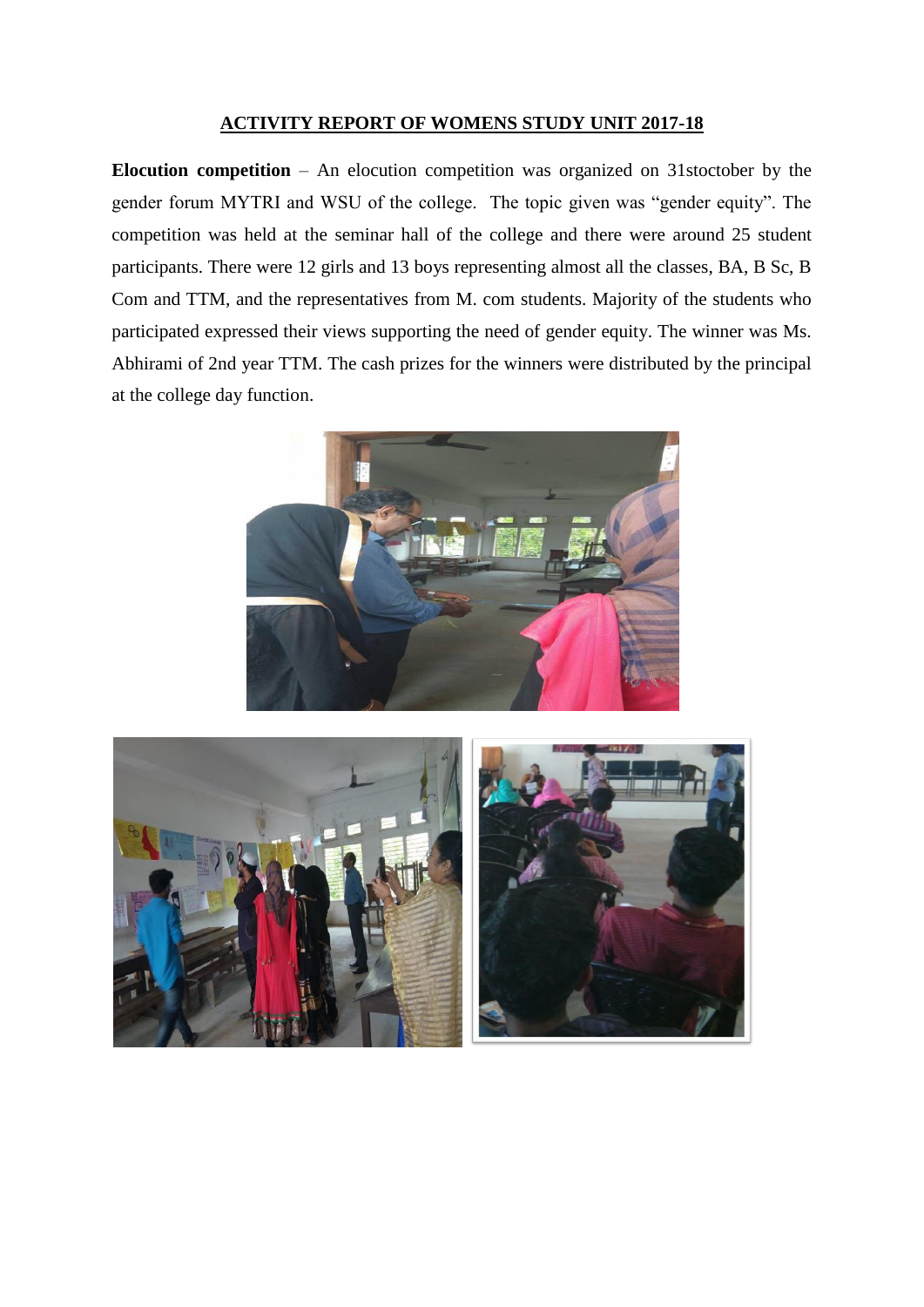## ACTIVITY REPORT OF WOMENS STUDY UNIT 2017-18

**Elocution competition** – An elocution competition was organized on 31stoctober by the gender forum MYTRI and WSU of the college. The topic given was "gender equity". The competition was held at the seminar hall of the college and there were around 25 student participants. There were 12 girls and 13 boys representing almost all the classes, BA, B Sc, B Com and TTM, and the representatives from M. com students. Majority of the students who participated expressed their views supporting the need of gender equity. The winner was Ms. Abhirami of 2nd year TTM. The cash prizes for the winners were distributed by the principal at the college day function.